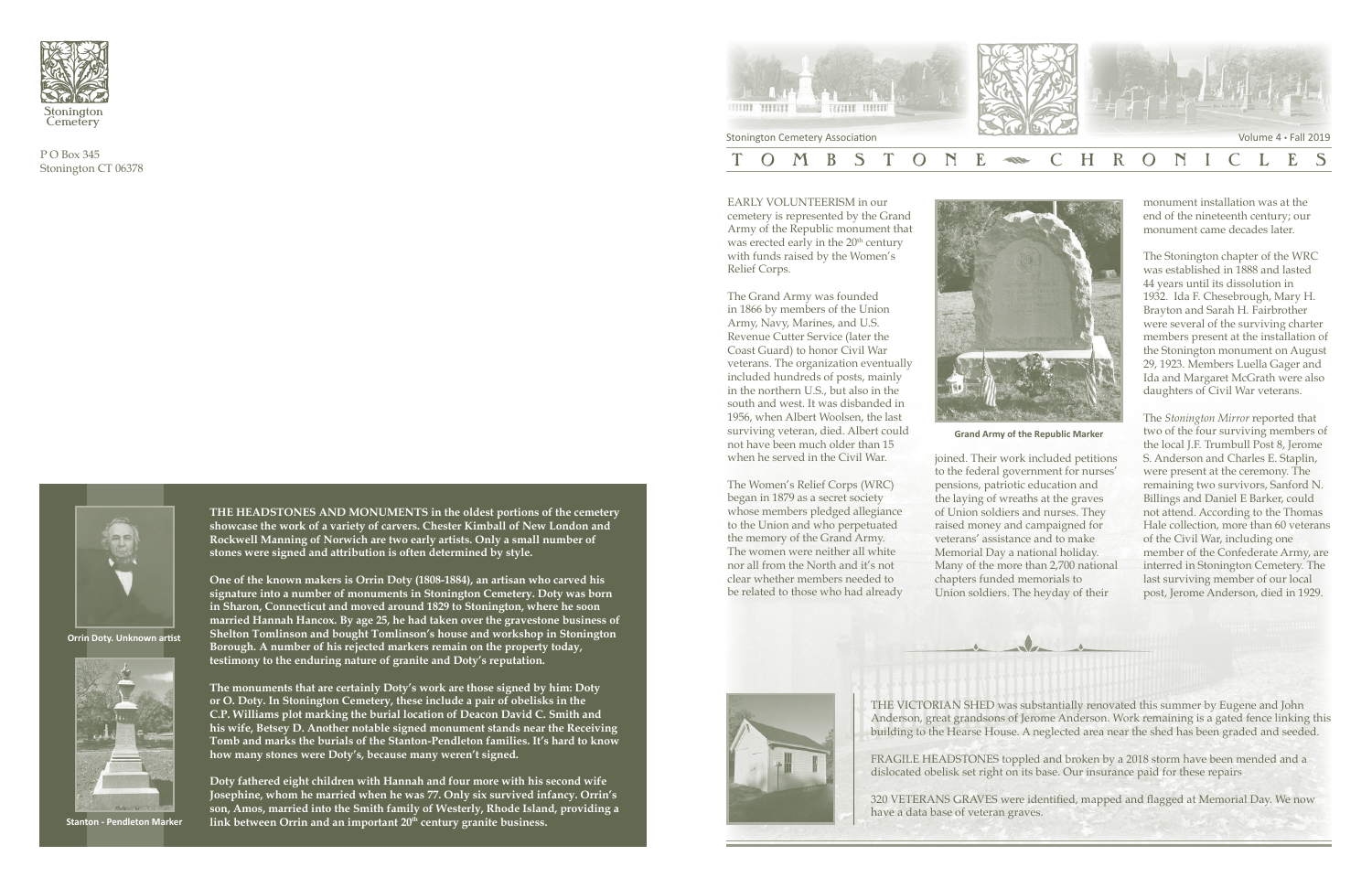Stonington Cemetery

P O Box 345
Stonington CT 06378

**THE HEADSTONES AND MONUMENTS in the oldest portions of the cemetery showcase the work of a variety of carvers. Chester Kimball of New London and Rockwell Manning of Norwich are two early artists. Only a small number of stones were signed and attribution is often determined by style.**

**One of the known makers is Orrin Doty (1808-1884), an artisan who carved his signature into a number of monuments in Stonington Cemetery. Doty was born in Sharon, Connecticut and moved around 1829 to Stonington, where he soon married Hannah Hancox. By age 25, he had taken over the gravestone business of Shelton Tomlinson and bought Tomlinson's house and workshop in Stonington Borough. A number of his rejected markers remain on the property today, testimony to the enduring nature of granite and Doty's reputation.**

**The monuments that are certainly Doty's work are those signed by him: Doty or O. Doty. In Stonington Cemetery, these include a pair of obelisks in the C.P. Williams plot marking the burial location of Deacon David C. Smith and his wife, Betsey D. Another notable signed monument stands near the Receiving Tomb and marks the burials of the Stanton-Pendleton families. It's hard to know how many stones were Doty's, because many weren't signed.**

**Doty fathered eight children with Hannah and four more with his second wife Josephine, whom he married when he was 77. Only six survived infancy. Orrin's son, Amos, married into the Smith family of Westerly, Rhode Island, providing a link between Orrin and an important 20th century granite business.**

Orrin Doty. Unknown artist

Stanton - Pendleton Marker

Stonington Cemetery Association

Volume 4 • Fall 2019

# TOMBSTONE CHRONICLES

EARLY VOLUNTEERISM in our cemetery is represented by the Grand Army of the Republic monument that was erected early in the 20th century with funds raised by the Women's Relief Corps.

The Grand Army was founded in 1866 by members of the Union Army, Navy, Marines, and U.S. Revenue Cutter Service (later the Coast Guard) to honor Civil War veterans. The organization eventually included hundreds of posts, mainly in the northern U.S., but also in the south and west. It was disbanded in 1956, when Albert Woolsen, the last surviving veteran, died. Albert could not have been much older than 15 when he served in the Civil War.

The Women's Relief Corps (WRC) began in 1879 as a secret society whose members pledged allegiance to the Union and who perpetuated the memory of the Grand Army. The women were neither all white nor all from the North and it's not clear whether members needed to be related to those who had already joined. Their work included petitions to the federal government for nurses' pensions, patriotic education and the laying of wreaths at the graves of Union soldiers and nurses. They raised money and campaigned for veterans' assistance and to make Memorial Day a national holiday. Many of the more than 2,700 national chapters funded memorials to Union soldiers. The heyday of their monument installation was at the end of the nineteenth century; our monument came decades later.

Grand Army of the Republic Marker

The Stonington chapter of the WRC was established in 1888 and lasted 44 years until its dissolution in 1932. Ida F. Chesebrough, Mary H. Brayton and Sarah H. Fairbrother were several of the surviving charter members present at the installation of the Stonington monument on August 29, 1923. Members Luella Gager and Ida and Margaret McGrath were also daughters of Civil War veterans.

The *Stonington Mirror* reported that two of the four surviving members of the local J.F. Trumbull Post 8, Jerome S. Anderson and Charles E. Staplin, were present at the ceremony. The remaining two survivors, Sanford N. Billings and Daniel E Barker, could not attend. According to the Thomas Hale collection, more than 60 veterans of the Civil War, including one member of the Confederate Army, are interred in Stonington Cemetery. The last surviving member of our local post, Jerome Anderson, died in 1929.

THE VICTORIAN SHED was substantially renovated this summer by Eugene and John Anderson, great grandsons of Jerome Anderson. Work remaining is a gated fence linking this building to the Hearse House. A neglected area near the shed has been graded and seeded.

FRAGILE HEADSTONES toppled and broken by a 2018 storm have been mended and a dislocated obelisk set right on its base. Our insurance paid for these repairs

320 VETERANS GRAVES were identified, mapped and flagged at Memorial Day. We now have a data base of veteran graves.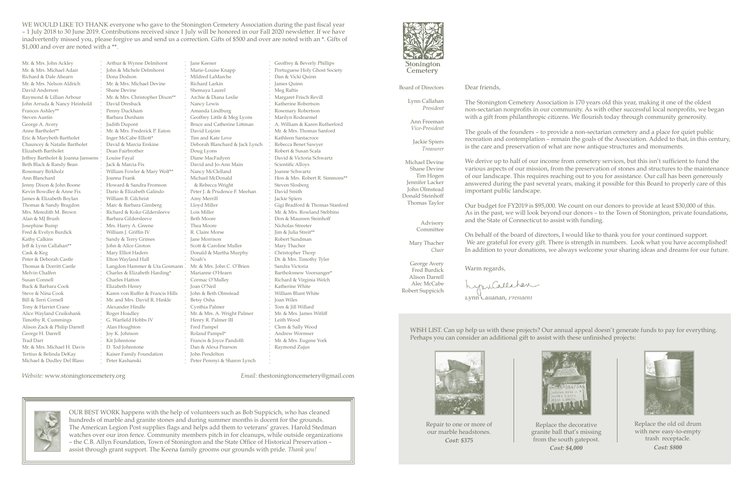WE WOULD LIKE TO THANK everyone who gave to the Stonington Cemetery Association during the past fiscal year – 1 July 2018 to 30 June 2019. Contributions received since 1 July will be honored in our Fall 2020 newsletter. If we have inadvertently missed you, please forgive us and send us a correction. Gifts of $500 and over are noted with an *. Gifts of $1,000 and over are noted with a **.

Mr. & Mrs. John Ackley
Mr. & Mrs. Michael Adair
Richard & Dale Ahearn
Mr. & Mrs. Nelson Aldrich
David Anderson
Raymond & Lillian Arbour
John Arruda & Nancy Heinhold
Frances Ashley**
Steven Austin
George A. Avery
Anne Bartholet**
Eric & Marybeth Bartholet
Chauncey & Natalie Bartholet
Elizabeth Bartholet
Jeffrey Bartholet & Joanna Janssens
Beth Black & Randy Bean
Rosemary Birkholz
Ann Blanchard
Jenny Dixon & John Boone
Kevin Bowdler & Anne Fix
James & Elizabeth Boylan
Thomas & Sandy Bragdon
Mrs. Meredith M. Brown
Alan & MJ Brush
Josephine Bump
Fred & Evelyn Burdick
Kathy Calkins
Jeff & Lynn Callahan**
Cask & Keg
Peter & Deborah Castle
Thomas & Dorritt Castle
Melvin Chalfen
Susan Connell
Buck & Barbara Cook
Steve & Nina Cook
Bill & Terri Cornell
Tony & Harriet Crane
Alice Wayland Cruikshank
Timothy R. Cummings
Alison Zack & Philip Darrell
George H. Darrell
Trad Dart
Mr. & Mrs. Michael H. Davis
Tertius & Belinda DeKay
Michael & Dudley Del Blaso
Arthur & Wynne Delmhorst
John & Michele Delmhorst
Dona Dodson
Mr. & Mrs. Michael Devine
Shane Devine
Mr. & Mrs. Christopher Dixon**
David Dresback
Penny Duckham
Barbara Dunham
Judith Dupont
Mr. & Mrs. Frederick P. Eaton
Inger McCabe Elliott*
David & Marcia Erskine
Dean Fairbrother
Louise Fayal
Jack & Marcia Fix
William Fowler & Mary Wolf**
Joanna Frank
Howard & Sandra Fromson
Dario & Elizabeth Galindo
William B. Gilchrist
Marc & Barbara Ginsberg
Richard & Koko Gildersleeve
Barbara Gildersleeve
Mrs. Harry A. Greene
William J. Griffin IV
Sandy & Terry Grimes
John & Alice Groton
Mary Elliot Haders
Elton Wayland Hall
Langdon Hammer & Uta Gosmann
Charles & Elizabeth Harding*
Charles Hatton
Elizabeth Henry
Karen von Ruffer & Francis Hills
Mr. and Mrs. David R. Hinkle
Alexander Hindle
Roger Hoadley
G. Warfield Hobbs IV
Alan Houghton
Joy K. Johnson
Kit Johnstone
D. Tod Johnstone
Kaiser Family Foundation
Peter Kashanski
Jane Keener
Marie-Louise Knapp
Mildred LaMarche
Richard Larkin
Shemaya Laurel
Archie & Diana Leslie
Nancy Lewis
Amanda Lindburg
Geoffrey Little & Meg Lyons
Bruce and Catherine Littman
David Lojzim
Tim and Kate Love
Deborah Blanchard & Jack Lynch
Doug Lyons
Diane MacFadyen
David and Jo-Ann Main
Nancy McClelland
Michael McDonald & Rebecca Wright
Peter J. & Prudence F. Meehan
Amy Merrill
Lloyd Miller
Lois Miller
Beth Moore
Thea Moore
R. Claire Morse
Jane Morrison
Scott & Caroline Muller
Donald & Martha Murphy
Noah's
Mr. & Mrs. John C. O'Brien
Marianne O'Hearn
Cormac O'Malley
Joan O'Neil
John & Beth Olmstead
Betsy Osha
Cynthia Palmer
Mr. & Mrs. A. Wright Palmer
Henry R. Palmer III
Fred Pampel
Roland Pampel*
Francis & Joyce Pandolfi
Dan & Alexa Pearson
John Pendelton
Peter Perenyi & Sharon Lynch
Geoffrey & Beverly Phillips
Portuguese Holy Ghost Society
Dan & Vicki Quinn
James Quinn
Meg Raftis
Margaret Frisch Revill
Katherine Robertson
Rosemary Robertson
Marilyn Rodearmel
A. William & Karen Rutherford
Mr. & Mrs. Thomas Sanford
Kathleen Santacroce
Rebecca Benet Sawyer
Robert & Susan Scala
David & Victoria Schwartz
Scientific Alloys
Joanne Schwartz
Hon & Mrs. Robert R. Simmons**
Steven Slosberg
David Smith
Jackie Spiers
Gigi Bradford & Thomas Stanford
Mr. & Mrs. Rowland Stebbins
Don & Maureen Steinhoff
Nicholas Streeter
Jim & Julia Streit**
Robert Sundman
Mary Thacher
Christopher Thorp
Dr. & Mrs. Timothy Tyler
Sandra Victoria
Bartholomew Voorsanger*
Richard & Virginia Welch
Katherine White
William Blunt White
Joan Wiles
Tom & Jill Willard
Mr. & Mrs. James Witliff
Leith Wood
Clem & Sally Wood
Andrew Wormser
Mr. & Mrs. Eugene York
Raymond Zujus

*Website:* www.stoningtoncemetery.org

*Email:* thestoningtoncemetery@gmail.com

OUR BEST WORK happens with the help of volunteers such as Bob Suppicich, who has cleaned hundreds of marble and granite stones and during summer months is docent for the grounds. The American Legion Post supplies flags and helps add them to veterans' graves. Harold Stedman watches over our iron fence. Community members pitch in for cleanups, while outside organizations – the C.B. Allyn Foundation, Town of Stonington and the State Office of Historical Preservation – assist through grant support. The Keena family grooms our grounds with pride. *Thank you!*

Stonington Cemetery

**Board of Directors**

Lynn Callahan
*President*

Ann Freeman
*Vice-President*

Jackie Spiers
*Treasurer*

Michael Devine
Shane Devine
Tim Hogen
Jennifer Lacker
John Olmstead
Donald Steinhoff
Thomas Taylor

**Advisory Committee**

Mary Thacher
*Chair*

George Avery
Fred Burdick
Alison Darrell
Alec McCabe
Robert Suppicich

Dear friends,

The Stonington Cemetery Association is 170 years old this year, making it one of the oldest non-sectarian nonprofits in our community. As with other successful local nonprofits, we began with a gift from philanthropic citizens. We flourish today through community generosity.

The goals of the founders – to provide a non-sectarian cemetery and a place for quiet public recreation and contemplation – remain the goals of the Association. Added to that, in this century, is the care and preservation of what are now antique structures and monuments.

We derive up to half of our income from cemetery services, but this isn't sufficient to fund the various aspects of our mission, from the preservation of stones and structures to the maintenance of our landscape. This requires reaching out to you for assistance. Our call has been generously answered during the past several years, making it possible for this Board to properly care of this important public landscape.

Our budget for FY2019 is $95,000. We count on our donors to provide at least $30,000 of this. As in the past, we will look beyond our donors – to the Town of Stonington, private foundations, and the State of Connecticut to assist with funding.

On behalf of the board of directors, I would like to thank you for your continued support. We are grateful for every gift. There is strength in numbers. Look what you have accomplished! In addition to your donations, we always welcome your sharing ideas and dreams for our future.

Warm regards,

Lynn Callahan, *President*

WISH LIST. Can up help us with these projects? Our annual appeal doesn't generate funds to pay for everything. Perhaps you can consider an additional gift to assist with these unfinished projects:

Repair to one or more of our marble headstones.
***Cost: $375***

Replace the decorative granite ball that's missing from the south gatepost.
***Cost: $4,000***

Replace the old oil drum with new easy-to-empty trash receptacle.
***Cost: $800***